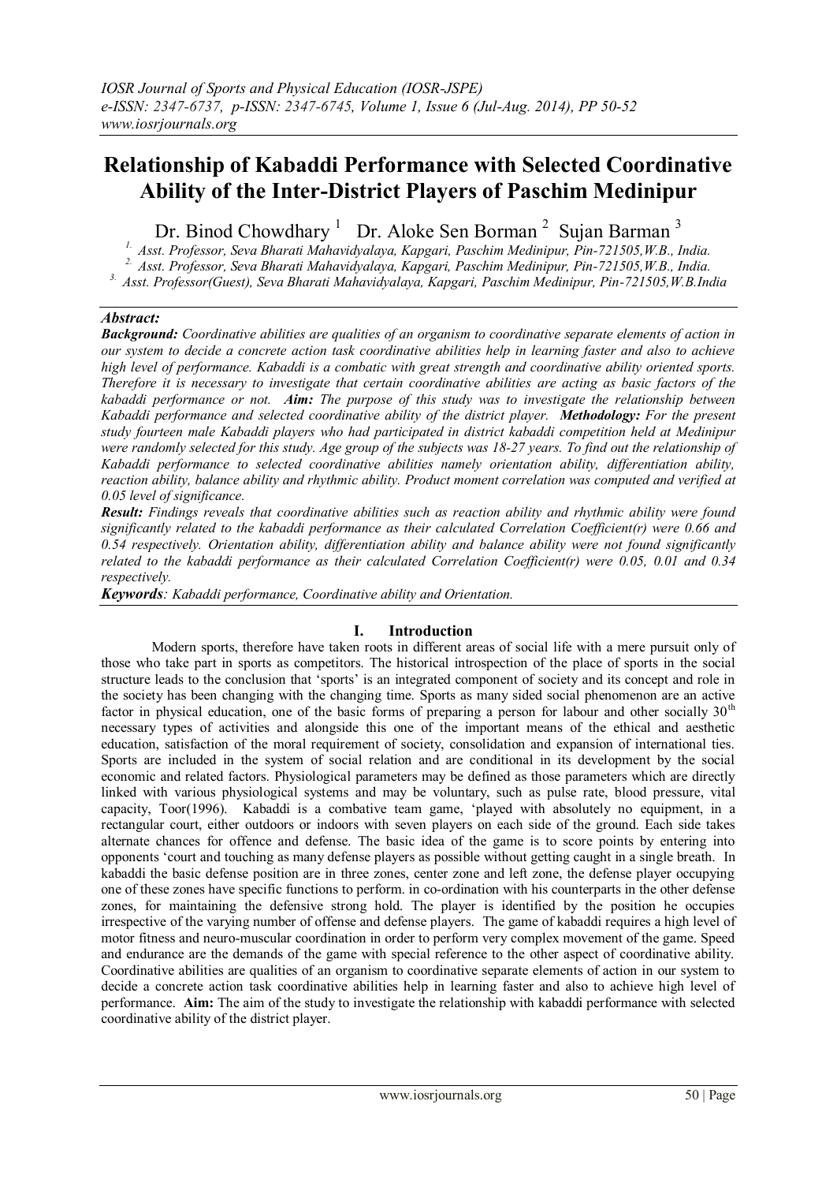# Relationship of Kabaddi Performance with Selected Coordinative Ability of the Inter-District Players of Paschim Medinipur

Dr. Binod Chowdhary [1] Dr. Aloke Sen Borman [2] Sujan Barman [3]

[1.] Asst. Professor, Seva Bharati Mahavidyalaya, Kapgari, Paschim Medinipur, Pin-721505,W.B., India.
[2.] Asst. Professor, Seva Bharati Mahavidyalaya, Kapgari, Paschim Medinipur, Pin-721505,W.B., India.
[3.] Asst. Professor(Guest), Seva Bharati Mahavidyalaya, Kapgari, Paschim Medinipur, Pin-721505,W.B.India

## *Abstract:*

***Background:*** *Coordinative abilities are qualities of an organism to coordinative separate elements of action in our system to decide a concrete action task coordinative abilities help in learning faster and also to achieve high level of performance. Kabaddi is a combatic with great strength and coordinative ability oriented sports. Therefore it is necessary to investigate that certain coordinative abilities are acting as basic factors of the kabaddi performance or not.* ***Aim:*** *The purpose of this study was to investigate the relationship between Kabaddi performance and selected coordinative ability of the district player.* ***Methodology:*** *For the present study fourteen male Kabaddi players who had participated in district kabaddi competition held at Medinipur were randomly selected for this study. Age group of the subjects was 18-27 years. To find out the relationship of Kabaddi performance to selected coordinative abilities namely orientation ability, differentiation ability, reaction ability, balance ability and rhythmic ability. Product moment correlation was computed and verified at 0.05 level of significance.*

***Result:*** *Findings reveals that coordinative abilities such as reaction ability and rhythmic ability were found significantly related to the kabaddi performance as their calculated Correlation Coefficient(r) were 0.66 and 0.54 respectively. Orientation ability, differentiation ability and balance ability were not found significantly related to the kabaddi performance as their calculated Correlation Coefficient(r) were 0.05, 0.01 and 0.34 respectively.*

***Keywords****: Kabaddi performance, Coordinative ability and Orientation.*

## I. Introduction

Modern sports, therefore have taken roots in different areas of social life with a mere pursuit only of those who take part in sports as competitors. The historical introspection of the place of sports in the social structure leads to the conclusion that 'sports' is an integrated component of society and its concept and role in the society has been changing with the changing time. Sports as many sided social phenomenon are an active factor in physical education, one of the basic forms of preparing a person for labour and other socially 30th necessary types of activities and alongside this one of the important means of the ethical and aesthetic education, satisfaction of the moral requirement of society, consolidation and expansion of international ties. Sports are included in the system of social relation and are conditional in its development by the social economic and related factors. Physiological parameters may be defined as those parameters which are directly linked with various physiological systems and may be voluntary, such as pulse rate, blood pressure, vital capacity, Toor(1996). Kabaddi is a combative team game, 'played with absolutely no equipment, in a rectangular court, either outdoors or indoors with seven players on each side of the ground. Each side takes alternate chances for offence and defense. The basic idea of the game is to score points by entering into opponents 'court and touching as many defense players as possible without getting caught in a single breath. In kabaddi the basic defense position are in three zones, center zone and left zone, the defense player occupying one of these zones have specific functions to perform. in co-ordination with his counterparts in the other defense zones, for maintaining the defensive strong hold. The player is identified by the position he occupies irrespective of the varying number of offense and defense players. The game of kabaddi requires a high level of motor fitness and neuro-muscular coordination in order to perform very complex movement of the game. Speed and endurance are the demands of the game with special reference to the other aspect of coordinative ability. Coordinative abilities are qualities of an organism to coordinative separate elements of action in our system to decide a concrete action task coordinative abilities help in learning faster and also to achieve high level of performance. **Aim:** The aim of the study to investigate the relationship with kabaddi performance with selected coordinative ability of the district player.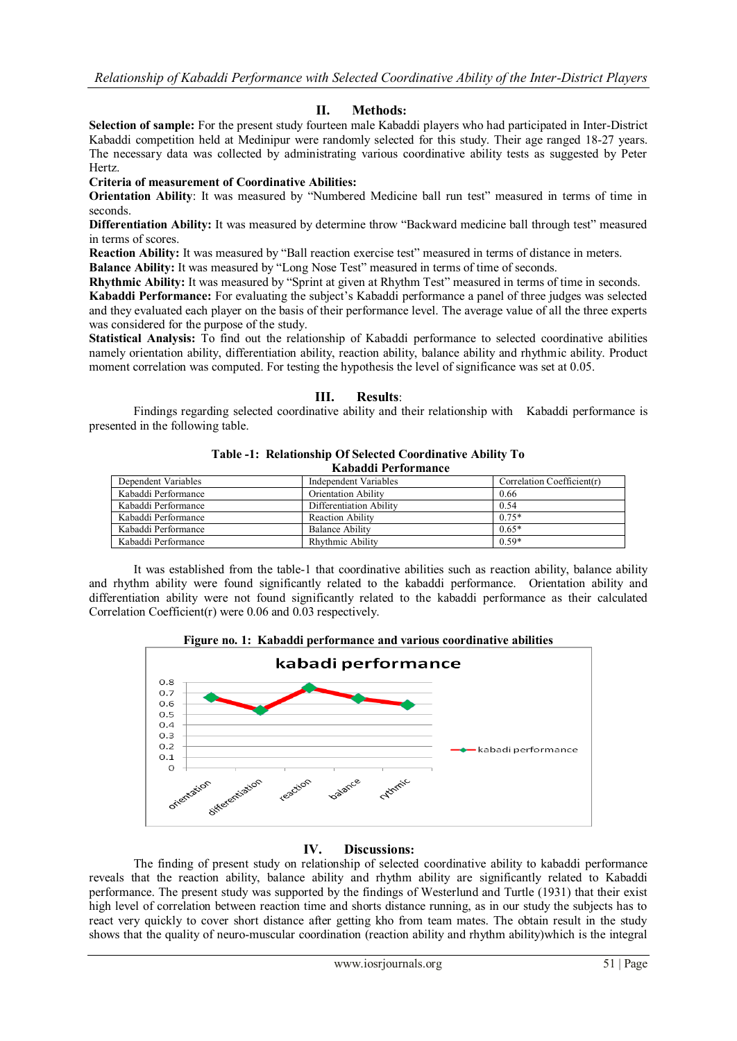## II. Methods:

**Selection of sample:** For the present study fourteen male Kabaddi players who had participated in Inter-District Kabaddi competition held at Medinipur were randomly selected for this study. Their age ranged 18-27 years. The necessary data was collected by administrating various coordinative ability tests as suggested by Peter Hertz.

**Criteria of measurement of Coordinative Abilities:**

**Orientation Ability**: It was measured by "Numbered Medicine ball run test" measured in terms of time in seconds.

**Differentiation Ability:** It was measured by determine throw "Backward medicine ball through test" measured in terms of scores.

**Reaction Ability:** It was measured by "Ball reaction exercise test" measured in terms of distance in meters.

**Balance Ability:** It was measured by "Long Nose Test" measured in terms of time of seconds.

**Rhythmic Ability:** It was measured by "Sprint at given at Rhythm Test" measured in terms of time in seconds.

**Kabaddi Performance:** For evaluating the subject's Kabaddi performance a panel of three judges was selected and they evaluated each player on the basis of their performance level. The average value of all the three experts was considered for the purpose of the study.

**Statistical Analysis:** To find out the relationship of Kabaddi performance to selected coordinative abilities namely orientation ability, differentiation ability, reaction ability, balance ability and rhythmic ability. Product moment correlation was computed. For testing the hypothesis the level of significance was set at 0.05.

## III. Results:

Findings regarding selected coordinative ability and their relationship with Kabaddi performance is presented in the following table.

**Table -1: Relationship Of Selected Coordinative Ability To Kabaddi Performance**

| Dependent Variables | Independent Variables | Correlation Coefficient(r) |
|---|---|---|
| Kabaddi Performance | Orientation Ability | 0.66 |
| Kabaddi Performance | Differentiation Ability | 0.54 |
| Kabaddi Performance | Reaction Ability | 0.75* |
| Kabaddi Performance | Balance Ability | 0.65* |
| Kabaddi Performance | Rhythmic Ability | 0.59* |

It was established from the table-1 that coordinative abilities such as reaction ability, balance ability and rhythm ability were found significantly related to the kabaddi performance. Orientation ability and differentiation ability were not found significantly related to the kabaddi performance as their calculated Correlation Coefficient(r) were 0.06 and 0.03 respectively.

**Figure no. 1: Kabaddi performance and various coordinative abilities**

## IV. Discussions:

The finding of present study on relationship of selected coordinative ability to kabaddi performance reveals that the reaction ability, balance ability and rhythm ability are significantly related to Kabaddi performance. The present study was supported by the findings of Westerlund and Turtle (1931) that their exist high level of correlation between reaction time and shorts distance running, as in our study the subjects has to react very quickly to cover short distance after getting kho from team mates. The obtain result in the study shows that the quality of neuro-muscular coordination (reaction ability and rhythm ability)which is the integral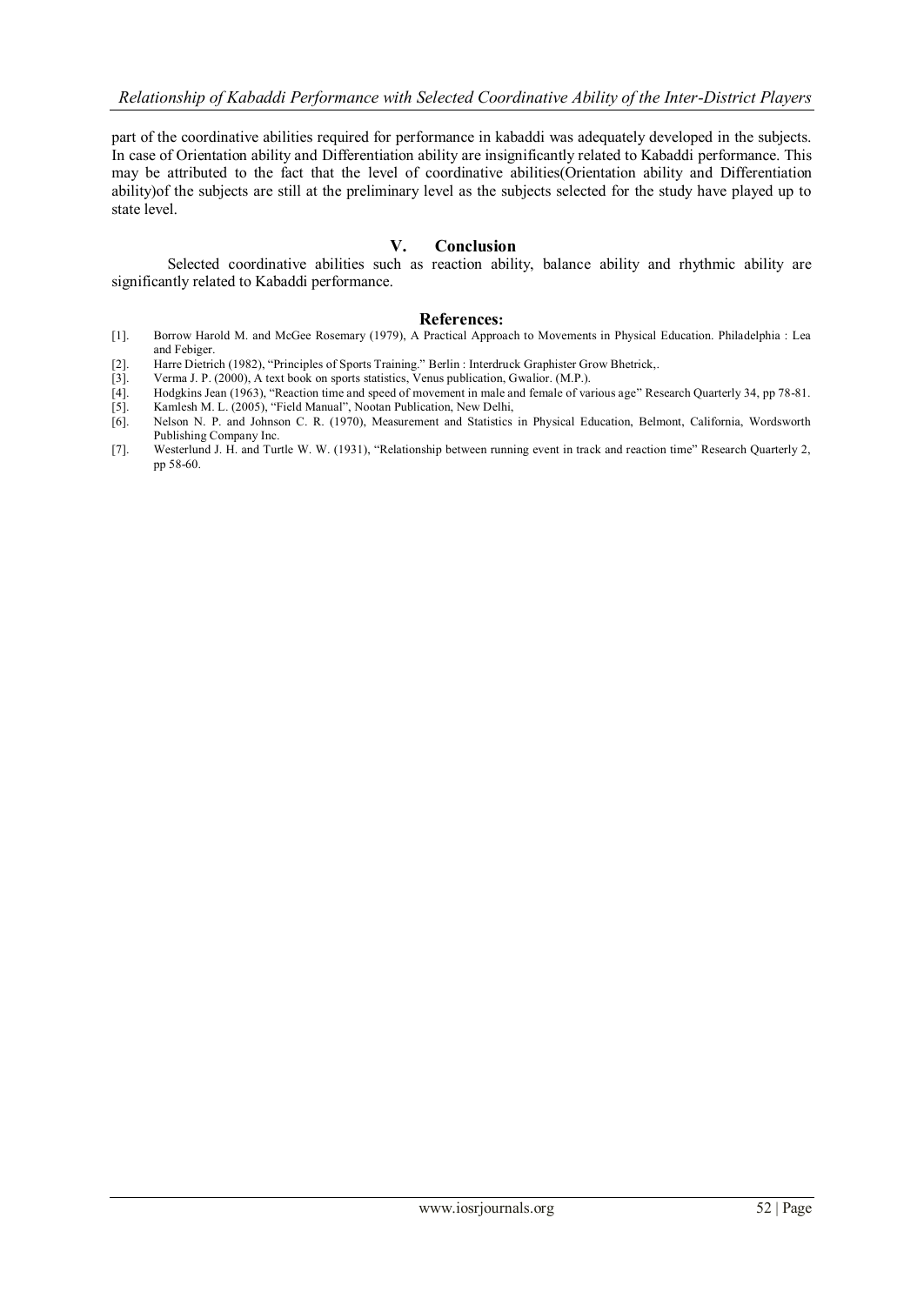part of the coordinative abilities required for performance in kabaddi was adequately developed in the subjects. In case of Orientation ability and Differentiation ability are insignificantly related to Kabaddi performance. This may be attributed to the fact that the level of coordinative abilities(Orientation ability and Differentiation ability)of the subjects are still at the preliminary level as the subjects selected for the study have played up to state level.

## V. Conclusion

Selected coordinative abilities such as reaction ability, balance ability and rhythmic ability are significantly related to Kabaddi performance.

## References:

[1]. Borrow Harold M. and McGee Rosemary (1979), A Practical Approach to Movements in Physical Education. Philadelphia : Lea and Febiger.

[2]. Harre Dietrich (1982), "Principles of Sports Training." Berlin : Interdruck Graphister Grow Bhetrick,.

[3]. Verma J. P. (2000), A text book on sports statistics, Venus publication, Gwalior. (M.P.).

[4]. Hodgkins Jean (1963), "Reaction time and speed of movement in male and female of various age" Research Quarterly 34, pp 78-81.

[5]. Kamlesh M. L. (2005), "Field Manual", Nootan Publication, New Delhi,

[6]. Nelson N. P. and Johnson C. R. (1970), Measurement and Statistics in Physical Education, Belmont, California, Wordsworth Publishing Company Inc.

[7]. Westerlund J. H. and Turtle W. W. (1931), "Relationship between running event in track and reaction time" Research Quarterly 2, pp 58-60.